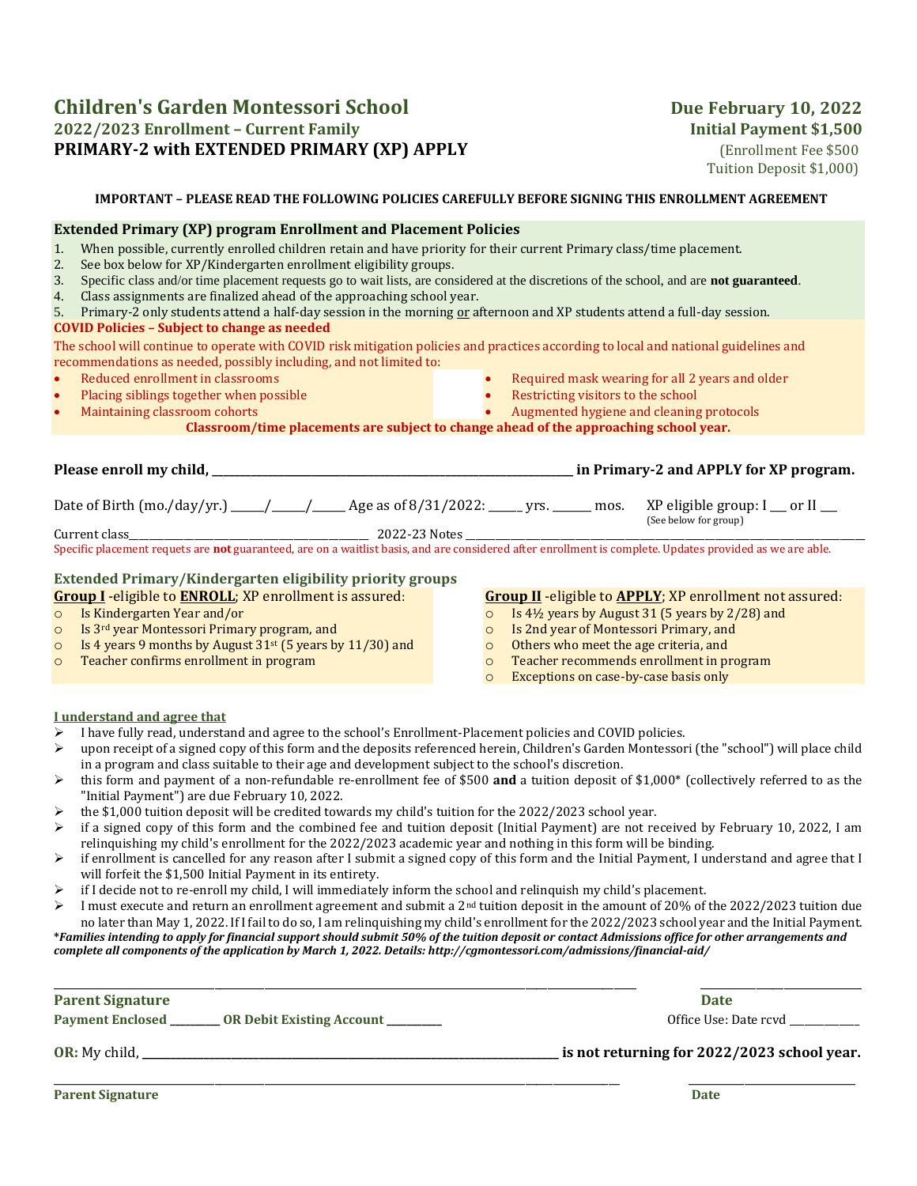# Children's Garden Montessori School

## 2022/2023 Enrollment – Current Family

## PRIMARY-2 with EXTENDED PRIMARY (XP) APPLY

**Due February 10, 2022**
**Initial Payment $1,500**
(Enrollment Fee $500
Tuition Deposit $1,000)

**IMPORTANT – PLEASE READ THE FOLLOWING POLICIES CAREFULLY BEFORE SIGNING THIS ENROLLMENT AGREEMENT**

### Extended Primary (XP) program Enrollment and Placement Policies

1. When possible, currently enrolled children retain and have priority for their current Primary class/time placement.
2. See box below for XP/Kindergarten enrollment eligibility groups.
3. Specific class and/or time placement requests go to wait lists, are considered at the discretions of the school, and are **not guaranteed**.
4. Class assignments are finalized ahead of the approaching school year.
5. Primary-2 only students attend a half-day session in the morning or afternoon and XP students attend a full-day session.

**COVID Policies – Subject to change as needed**

The school will continue to operate with COVID risk mitigation policies and practices according to local and national guidelines and recommendations as needed, possibly including, and not limited to:

- Reduced enrollment in classrooms
- Placing siblings together when possible
- Maintaining classroom cohorts
- Required mask wearing for all 2 years and older
- Restricting visitors to the school
- Augmented hygiene and cleaning protocols

**Classroom/time placements are subject to change ahead of the approaching school year.**

**Please enroll my child, \_\_\_\_\_\_\_\_\_\_\_\_\_\_\_\_\_\_\_\_\_\_\_\_\_\_\_\_\_\_\_\_\_\_\_\_ in Primary-2 and APPLY for XP program.**

Date of Birth (mo./day/yr.) \_\_\_\_\_/\_\_\_\_\_/\_\_\_\_\_ Age as of 8/31/2022: \_\_\_\_\_ yrs. \_\_\_\_\_\_ mos. XP eligible group: I \_\_\_ or II \_\_\_
(See below for group)

Current class\_\_\_\_\_\_\_\_\_\_\_\_\_\_\_\_\_\_\_\_\_\_\_\_\_\_\_\_ 2022-23 Notes \_\_\_\_\_\_\_\_\_\_\_\_\_\_\_\_\_\_\_\_\_\_\_\_\_\_\_\_\_\_\_\_\_\_\_\_\_\_\_\_\_\_\_\_\_\_

Specific placement requets are **not** guaranteed, are on a waitlist basis, and are considered after enrollment is complete. Updates provided as we are able.

### Extended Primary/Kindergarten eligibility priority groups

**Group I** -eligible to **ENROLL**; XP enrollment is assured:

- Is Kindergarten Year and/or
- Is 3rd year Montessori Primary program, and
- Is 4 years 9 months by August 31st (5 years by 11/30) and
- Teacher confirms enrollment in program

**Group II** -eligible to **APPLY**; XP enrollment not assured:

- Is 4½ years by August 31 (5 years by 2/28) and
- Is 2nd year of Montessori Primary, and
- Others who meet the age criteria, and
- Teacher recommends enrollment in program
- Exceptions on case-by-case basis only

**I understand and agree that**

- I have fully read, understand and agree to the school's Enrollment-Placement policies and COVID policies.
- upon receipt of a signed copy of this form and the deposits referenced herein, Children's Garden Montessori (the "school") will place child in a program and class suitable to their age and development subject to the school's discretion.
- this form and payment of a non-refundable re-enrollment fee of $500 **and** a tuition deposit of $1,000* (collectively referred to as the "Initial Payment") are due February 10, 2022.
- the $1,000 tuition deposit will be credited towards my child's tuition for the 2022/2023 school year.
- if a signed copy of this form and the combined fee and tuition deposit (Initial Payment) are not received by February 10, 2022, I am relinquishing my child's enrollment for the 2022/2023 academic year and nothing in this form will be binding.
- if enrollment is cancelled for any reason after I submit a signed copy of this form and the Initial Payment, I understand and agree that I will forfeit the $1,500 Initial Payment in its entirety.
- if I decide not to re-enroll my child, I will immediately inform the school and relinquish my child's placement.
- I must execute and return an enrollment agreement and submit a 2nd tuition deposit in the amount of 20% of the 2022/2023 tuition due no later than May 1, 2022. If I fail to do so, I am relinquishing my child's enrollment for the 2022/2023 school year and the Initial Payment.

***Families intending to apply for financial support should submit 50% of the tuition deposit or contact Admissions office for other arrangements and complete all components of the application by March 1, 2022. Details: http://cgmontessori.com/admissions/financial-aid/***

\_\_\_\_\_\_\_\_\_\_\_\_\_\_\_\_\_\_\_\_\_\_\_\_\_\_\_\_\_\_\_\_\_\_\_\_\_\_\_\_\_\_\_\_ \_\_\_\_\_\_\_\_\_\_\_\_\_\_\_\_
**Parent Signature** **Date**

**Payment Enclosed \_\_\_\_\_\_\_\_\_ OR Debit Existing Account \_\_\_\_\_\_\_\_\_\_** Office Use: Date rcvd \_\_\_\_\_\_\_\_\_\_\_\_

**OR:** My child, \_\_\_\_\_\_\_\_\_\_\_\_\_\_\_\_\_\_\_\_\_\_\_\_\_\_\_\_\_\_\_\_\_\_\_\_\_\_\_\_ **is not returning for 2022/2023 school year.**

\_\_\_\_\_\_\_\_\_\_\_\_\_\_\_\_\_\_\_\_\_\_\_\_\_\_\_\_\_\_\_\_\_\_\_\_\_\_\_\_\_\_\_\_ \_\_\_\_\_\_\_\_\_\_\_\_\_\_\_\_
**Parent Signature** **Date**